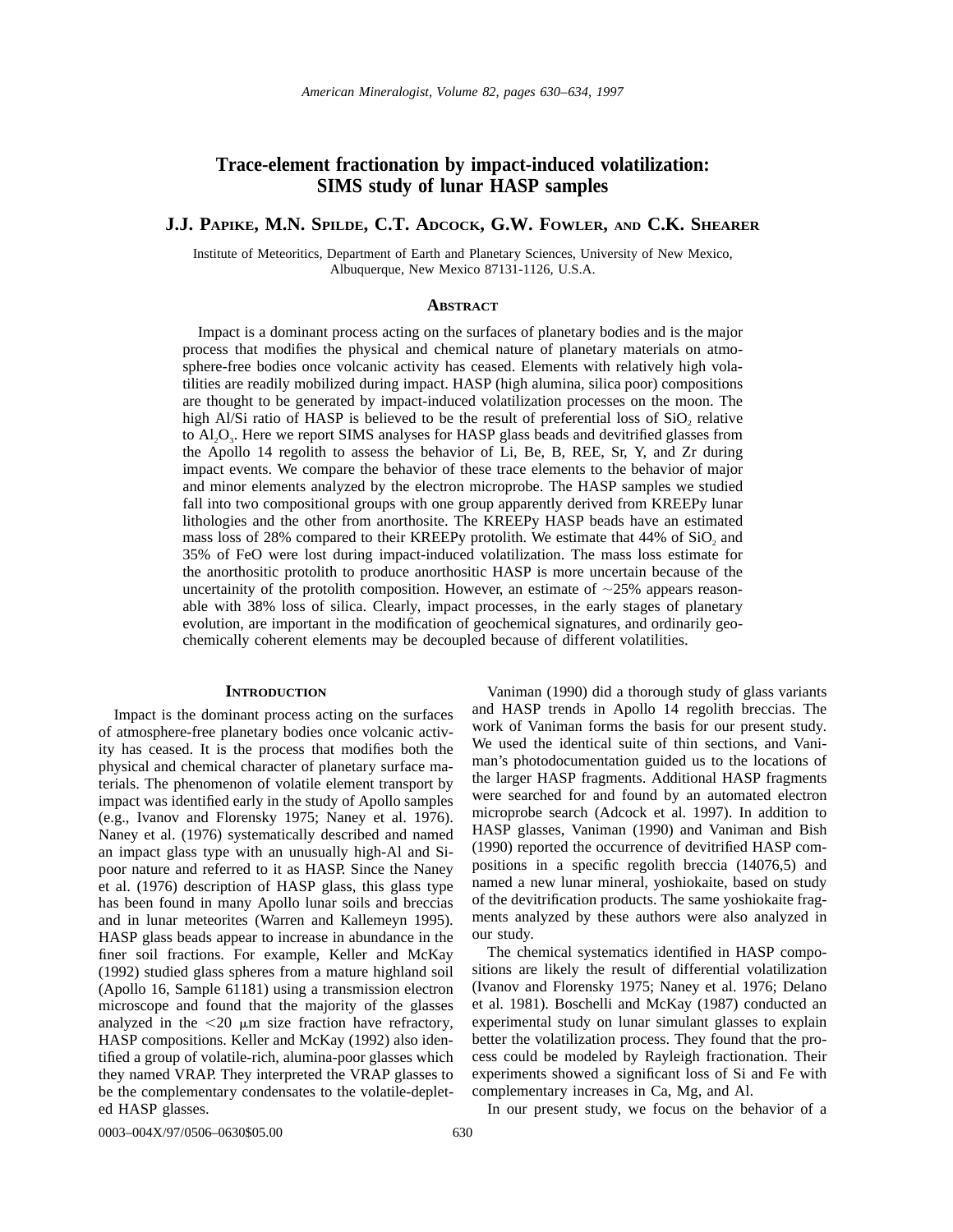# Trace-element fractionation by impact-induced volatilization: SIMS study of lunar HASP samples

**J.J. Papike, M.N. Spilde, C.T. Adcock, G.W. Fowler, and C.K. Shearer**

Institute of Meteoritics, Department of Earth and Planetary Sciences, University of New Mexico, Albuquerque, New Mexico 87131-1126, U.S.A.

## Abstract

Impact is a dominant process acting on the surfaces of planetary bodies and is the major process that modifies the physical and chemical nature of planetary materials on atmosphere-free bodies once volcanic activity has ceased. Elements with relatively high volatilities are readily mobilized during impact. HASP (high alumina, silica poor) compositions are thought to be generated by impact-induced volatilization processes on the moon. The high Al/Si ratio of HASP is believed to be the result of preferential loss of $SiO_2$ relative to $Al_2O_3$. Here we report SIMS analyses for HASP glass beads and devitrified glasses from the Apollo 14 regolith to assess the behavior of Li, Be, B, REE, Sr, Y, and Zr during impact events. We compare the behavior of these trace elements to the behavior of major and minor elements analyzed by the electron microprobe. The HASP samples we studied fall into two compositional groups with one group apparently derived from KREEPy lunar lithologies and the other from anorthosite. The KREEPy HASP beads have an estimated mass loss of 28% compared to their KREEPy protolith. We estimate that 44% of $SiO_2$ and 35% of FeO were lost during impact-induced volatilization. The mass loss estimate for the anorthositic protolith to produce anorthositic HASP is more uncertain because of the uncertainity of the protolith composition. However, an estimate of ~25% appears reasonable with 38% loss of silica. Clearly, impact processes, in the early stages of planetary evolution, are important in the modification of geochemical signatures, and ordinarily geochemically coherent elements may be decoupled because of different volatilities.

## Introduction

Impact is the dominant process acting on the surfaces of atmosphere-free planetary bodies once volcanic activity has ceased. It is the process that modifies both the physical and chemical character of planetary surface materials. The phenomenon of volatile element transport by impact was identified early in the study of Apollo samples (e.g., Ivanov and Florensky 1975; Naney et al. 1976). Naney et al. (1976) systematically described and named an impact glass type with an unusually high-Al and Si-poor nature and referred to it as HASP. Since the Naney et al. (1976) description of HASP glass, this glass type has been found in many Apollo lunar soils and breccias and in lunar meteorites (Warren and Kallemeyn 1995). HASP glass beads appear to increase in abundance in the finer soil fractions. For example, Keller and McKay (1992) studied glass spheres from a mature highland soil (Apollo 16, Sample 61181) using a transmission electron microscope and found that the majority of the glasses analyzed in the <20 μm size fraction have refractory, HASP compositions. Keller and McKay (1992) also identified a group of volatile-rich, alumina-poor glasses which they named VRAP. They interpreted the VRAP glasses to be the complementary condensates to the volatile-depleted HASP glasses.

Vaniman (1990) did a thorough study of glass variants and HASP trends in Apollo 14 regolith breccias. The work of Vaniman forms the basis for our present study. We used the identical suite of thin sections, and Vaniman's photodocumentation guided us to the locations of the larger HASP fragments. Additional HASP fragments were searched for and found by an automated electron microprobe search (Adcock et al. 1997). In addition to HASP glasses, Vaniman (1990) and Vaniman and Bish (1990) reported the occurrence of devitrified HASP compositions in a specific regolith breccia (14076,5) and named a new lunar mineral, yoshiokaite, based on study of the devitrification products. The same yoshiokaite fragments analyzed by these authors were also analyzed in our study.

The chemical systematics identified in HASP compositions are likely the result of differential volatilization (Ivanov and Florensky 1975; Naney et al. 1976; Delano et al. 1981). Boschelli and McKay (1987) conducted an experimental study on lunar simulant glasses to explain better the volatilization process. They found that the process could be modeled by Rayleigh fractionation. Their experiments showed a significant loss of Si and Fe with complementary increases in Ca, Mg, and Al.

In our present study, we focus on the behavior of a

0003–004X/97/0506–0630$05.00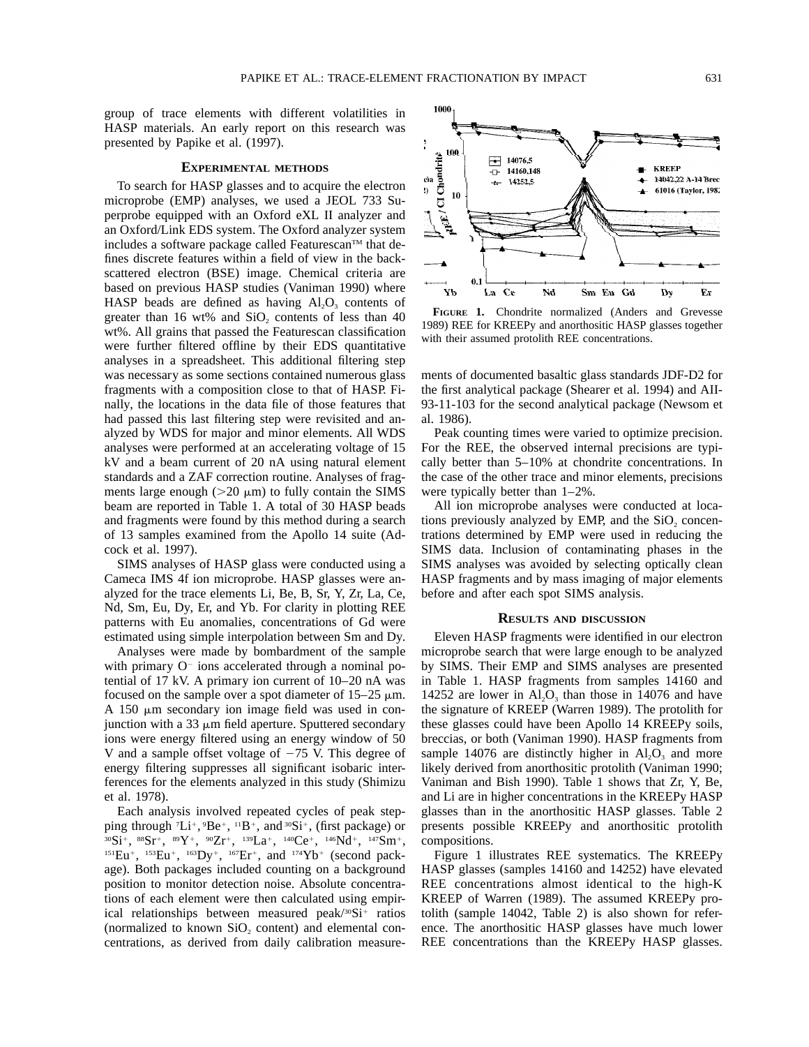group of trace elements with different volatilities in HASP materials. An early report on this research was presented by Papike et al. (1997).

## EXPERIMENTAL METHODS

To search for HASP glasses and to acquire the electron microprobe (EMP) analyses, we used a JEOL 733 Superprobe equipped with an Oxford eXL II analyzer and an Oxford/Link EDS system. The Oxford analyzer system includes a software package called Featurescan™ that defines discrete features within a field of view in the backscattered electron (BSE) image. Chemical criteria are based on previous HASP studies (Vaniman 1990) where HASP beads are defined as having $Al_2O_3$ contents of greater than 16 wt% and $SiO_2$ contents of less than 40 wt%. All grains that passed the Featurescan classification were further filtered offline by their EDS quantitative analyses in a spreadsheet. This additional filtering step was necessary as some sections contained numerous glass fragments with a composition close to that of HASP. Finally, the locations in the data file of those features that had passed this last filtering step were revisited and analyzed by WDS for major and minor elements. All WDS analyses were performed at an accelerating voltage of 15 kV and a beam current of 20 nA using natural element standards and a ZAF correction routine. Analyses of fragments large enough (>20 μm) to fully contain the SIMS beam are reported in Table 1. A total of 30 HASP beads and fragments were found by this method during a search of 13 samples examined from the Apollo 14 suite (Adcock et al. 1997).

SIMS analyses of HASP glass were conducted using a Cameca IMS 4f ion microprobe. HASP glasses were analyzed for the trace elements Li, Be, B, Sr, Y, Zr, La, Ce, Nd, Sm, Eu, Dy, Er, and Yb. For clarity in plotting REE patterns with Eu anomalies, concentrations of Gd were estimated using simple interpolation between Sm and Dy.

Analyses were made by bombardment of the sample with primary $O^-$ ions accelerated through a nominal potential of 17 kV. A primary ion current of 10–20 nA was focused on the sample over a spot diameter of 15–25 μm. A 150 μm secondary ion image field was used in conjunction with a 33 μm field aperture. Sputtered secondary ions were energy filtered using an energy window of 50 V and a sample offset voltage of −75 V. This degree of energy filtering suppresses all significant isobaric interferences for the elements analyzed in this study (Shimizu et al. 1978).

Each analysis involved repeated cycles of peak stepping through $^{7}Li^+$, $^{9}Be^+$, $^{11}B^+$, and $^{30}Si^+$, (first package) or $^{30}Si^+$, $^{88}Sr^+$, $^{89}Y^+$, $^{90}Zr^+$, $^{139}La^+$, $^{140}Ce^+$, $^{146}Nd^+$, $^{147}Sm^+$, $^{151}Eu^+$, $^{153}Eu^+$, $^{163}Dy^+$, $^{167}Er^+$, and $^{174}Yb^+$ (second package). Both packages included counting on a background position to monitor detection noise. Absolute concentrations of each element were then calculated using empirical relationships between measured peak/$^{30}Si^+$ ratios (normalized to known $SiO_2$ content) and elemental concentrations, as derived from daily calibration measurements of documented basaltic glass standards JDF-D2 for the first analytical package (Shearer et al. 1994) and AII-93-11-103 for the second analytical package (Newsom et al. 1986).

Peak counting times were varied to optimize precision. For the REE, the observed internal precisions are typically better than 5–10% at chondrite concentrations. In the case of the other trace and minor elements, precisions were typically better than 1–2%.

All ion microprobe analyses were conducted at locations previously analyzed by EMP, and the $SiO_2$ concentrations determined by EMP were used in reducing the SIMS data. Inclusion of contaminating phases in the SIMS analyses was avoided by selecting optically clean HASP fragments and by mass imaging of major elements before and after each spot SIMS analysis.

**FIGURE 1.** Chondrite normalized (Anders and Grevesse 1989) REE for KREEPy and anorthositic HASP glasses together with their assumed protolith REE concentrations.

## RESULTS AND DISCUSSION

Eleven HASP fragments were identified in our electron microprobe search that were large enough to be analyzed by SIMS. Their EMP and SIMS analyses are presented in Table 1. HASP fragments from samples 14160 and 14252 are lower in $Al_2O_3$ than those in 14076 and have the signature of KREEP (Warren 1989). The protolith for these glasses could have been Apollo 14 KREEPy soils, breccias, or both (Vaniman 1990). HASP fragments from sample 14076 are distinctly higher in $Al_2O_3$ and more likely derived from anorthositic protolith (Vaniman 1990; Vaniman and Bish 1990). Table 1 shows that Zr, Y, Be, and Li are in higher concentrations in the KREEPy HASP glasses than in the anorthositic HASP glasses. Table 2 presents possible KREEPy and anorthositic protolith compositions.

Figure 1 illustrates REE systematics. The KREEPy HASP glasses (samples 14160 and 14252) have elevated REE concentrations almost identical to the high-K KREEP of Warren (1989). The assumed KREEPy protolith (sample 14042, Table 2) is also shown for reference. The anorthositic HASP glasses have much lower REE concentrations than the KREEPy HASP glasses.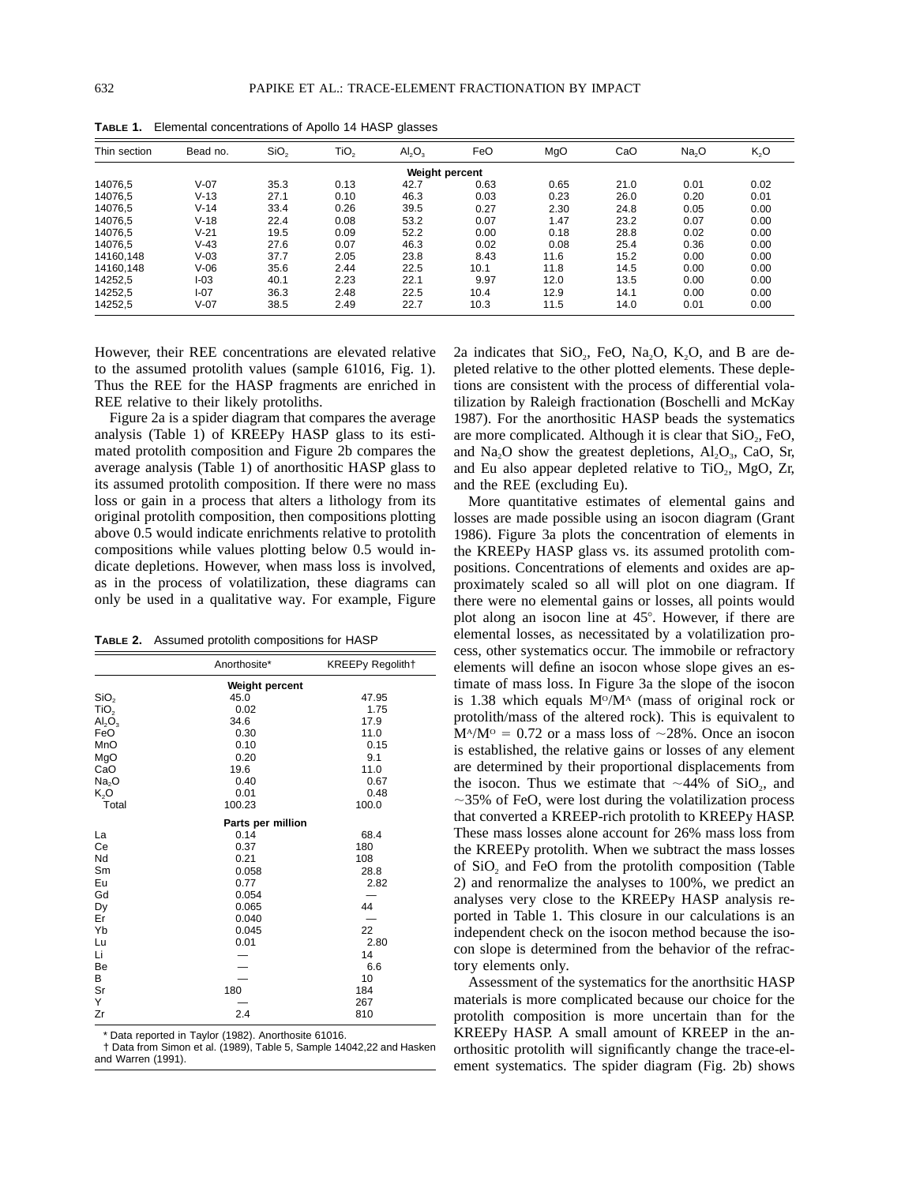**TABLE 1.** Elemental concentrations of Apollo 14 HASP glasses

| Thin section | Bead no. | $SiO_2$ | $TiO_2$ | $Al_2O_3$ | FeO | MgO | CaO | $Na_2O$ | $K_2O$ |
|---|---|---|---|---|---|---|---|---|---|
| | | | | | Weight percent | | | | |
| 14076,5 | V-07 | 35.3 | 0.13 | 42.7 | 0.63 | 0.65 | 21.0 | 0.01 | 0.02 |
| 14076,5 | V-13 | 27.1 | 0.10 | 46.3 | 0.03 | 0.23 | 26.0 | 0.20 | 0.01 |
| 14076,5 | V-14 | 33.4 | 0.26 | 39.5 | 0.27 | 2.30 | 24.8 | 0.05 | 0.00 |
| 14076,5 | V-18 | 22.4 | 0.08 | 53.2 | 0.07 | 1.47 | 23.2 | 0.07 | 0.00 |
| 14076,5 | V-21 | 19.5 | 0.09 | 52.2 | 0.00 | 0.18 | 28.8 | 0.02 | 0.00 |
| 14076,5 | V-43 | 27.6 | 0.07 | 46.3 | 0.02 | 0.08 | 25.4 | 0.36 | 0.00 |
| 14160,148 | V-03 | 37.7 | 2.05 | 23.8 | 8.43 | 11.6 | 15.2 | 0.00 | 0.00 |
| 14160,148 | V-06 | 35.6 | 2.44 | 22.5 | 10.1 | 11.8 | 14.5 | 0.00 | 0.00 |
| 14252,5 | I-03 | 40.1 | 2.23 | 22.1 | 9.97 | 12.0 | 13.5 | 0.00 | 0.00 |
| 14252,5 | I-07 | 36.3 | 2.48 | 22.5 | 10.4 | 12.9 | 14.1 | 0.00 | 0.00 |
| 14252,5 | V-07 | 38.5 | 2.49 | 22.7 | 10.3 | 11.5 | 14.0 | 0.01 | 0.00 |

However, their REE concentrations are elevated relative to the assumed protolith values (sample 61016, Fig. 1). Thus the REE for the HASP fragments are enriched in REE relative to their likely protoliths.

Figure 2a is a spider diagram that compares the average analysis (Table 1) of KREEPy HASP glass to its estimated protolith composition and Figure 2b compares the average analysis (Table 1) of anorthositic HASP glass to its assumed protolith composition. If there were no mass loss or gain in a process that alters a lithology from its original protolith composition, then compositions plotting above 0.5 would indicate enrichments relative to protolith compositions while values plotting below 0.5 would indicate depletions. However, when mass loss is involved, as in the process of volatilization, these diagrams can only be used in a qualitative way. For example, Figure 2a indicates that $SiO_2$, FeO, $Na_2O$, $K_2O$, and B are depleted relative to the other plotted elements. These depletions are consistent with the process of differential volatilization by Raleigh fractionation (Boschelli and McKay 1987). For the anorthositic HASP beads the systematics are more complicated. Although it is clear that $SiO_2$, FeO, and $Na_2O$ show the greatest depletions, $Al_2O_3$, CaO, Sr, and Eu also appear depleted relative to $TiO_2$, MgO, Zr, and the REE (excluding Eu).

**TABLE 2.** Assumed protolith compositions for HASP

| | Anorthosite* | KREEPy Regolith† |
|---|---|---|
| | Weight percent | |
| $SiO_2$ | 45.0 | 47.95 |
| $TiO_2$ | 0.02 | 1.75 |
| $Al_2O_3$ | 34.6 | 17.9 |
| FeO | 0.30 | 11.0 |
| MnO | 0.10 | 0.15 |
| MgO | 0.20 | 9.1 |
| CaO | 19.6 | 11.0 |
| $Na_2O$ | 0.40 | 0.67 |
| $K_2O$ | 0.01 | 0.48 |
| Total | 100.23 | 100.0 |
| | Parts per million | |
| La | 0.14 | 68.4 |
| Ce | 0.37 | 180 |
| Nd | 0.21 | 108 |
| Sm | 0.058 | 28.8 |
| Eu | 0.77 | 2.82 |
| Gd | 0.054 | — |
| Dy | 0.065 | 44 |
| Er | 0.040 | — |
| Yb | 0.045 | 22 |
| Lu | 0.01 | 2.80 |
| Li | — | 14 |
| Be | — | 6.6 |
| B | — | 10 |
| Sr | 180 | 184 |
| Y | — | 267 |
| Zr | 2.4 | 810 |

\* Data reported in Taylor (1982). Anorthosite 61016.
† Data from Simon et al. (1989), Table 5, Sample 14042,22 and Hasken and Warren (1991).

More quantitative estimates of elemental gains and losses are made possible using an isocon diagram (Grant 1986). Figure 3a plots the concentration of elements in the KREEPy HASP glass vs. its assumed protolith compositions. Concentrations of elements and oxides are approximately scaled so all will plot on one diagram. If there were no elemental gains or losses, all points would plot along an isocon line at 45°. However, if there are elemental losses, as necessitated by a volatilization process, other systematics occur. The immobile or refractory elements will define an isocon whose slope gives an estimate of mass loss. In Figure 3a the slope of the isocon is 1.38 which equals $M^O/M^A$ (mass of original rock or protolith/mass of the altered rock). This is equivalent to $M^A/M^O = 0.72$ or a mass loss of ~28%. Once an isocon is established, the relative gains or losses of any element are determined by their proportional displacements from the isocon. Thus we estimate that ~44% of $SiO_2$, and ~35% of FeO, were lost during the volatilization process that converted a KREEP-rich protolith to KREEPy HASP. These mass losses alone account for 26% mass loss from the KREEPy protolith. When we subtract the mass losses of $SiO_2$ and FeO from the protolith composition (Table 2) and renormalize the analyses to 100%, we predict an analyses very close to the KREEPy HASP analysis reported in Table 1. This closure in our calculations is an independent check on the isocon method because the isocon slope is determined from the behavior of the refractory elements only.

Assessment of the systematics for the anorthsitic HASP materials is more complicated because our choice for the protolith composition is more uncertain than for the KREEPy HASP. A small amount of KREEP in the anorthositic protolith will significantly change the trace-element systematics. The spider diagram (Fig. 2b) shows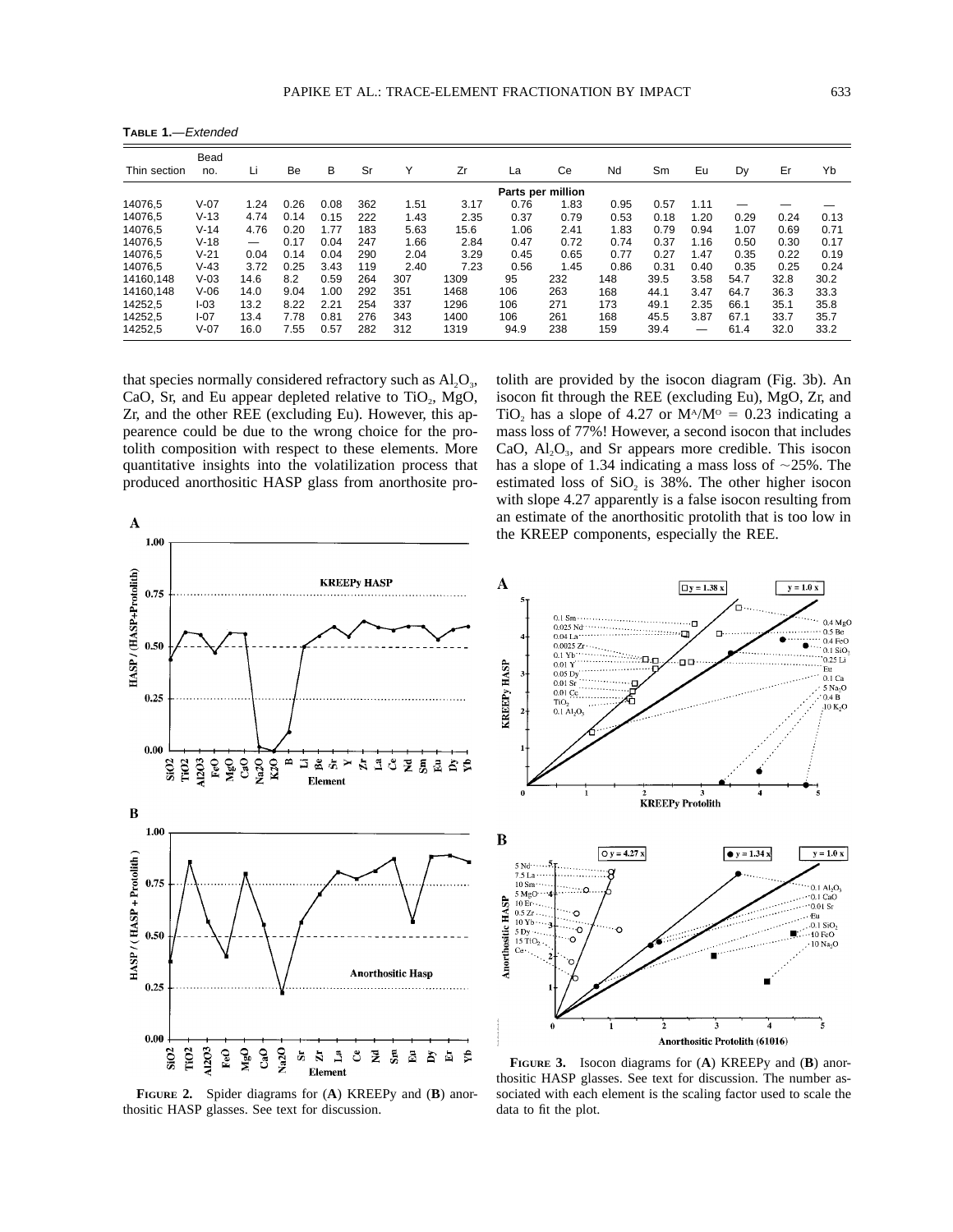**TABLE 1.**—*Extended*

| Thin section | Bead no. | Li | Be | B | Sr | Y | Zr | La | Ce | Nd | Sm | Eu | Dy | Er | Yb |
|---|---|---|---|---|---|---|---|---|---|---|---|---|---|---|---|
| | | | | | | | | Parts per million | | | | | | | |
| 14076,5 | V-07 | 1.24 | 0.26 | 0.08 | 362 | 1.51 | 3.17 | 0.76 | 1.83 | 0.95 | 0.57 | 1.11 | — | — | — |
| 14076,5 | V-13 | 4.74 | 0.14 | 0.15 | 222 | 1.43 | 2.35 | 0.37 | 0.79 | 0.53 | 0.18 | 1.20 | 0.29 | 0.24 | 0.13 |
| 14076,5 | V-14 | 4.76 | 0.20 | 1.77 | 183 | 5.63 | 15.6 | 1.06 | 2.41 | 1.83 | 0.79 | 0.94 | 1.07 | 0.69 | 0.71 |
| 14076,5 | V-18 | — | 0.17 | 0.04 | 247 | 1.66 | 2.84 | 0.47 | 0.72 | 0.74 | 0.37 | 1.16 | 0.50 | 0.30 | 0.17 |
| 14076,5 | V-21 | 0.04 | 0.14 | 0.04 | 290 | 2.04 | 3.29 | 0.45 | 0.65 | 0.77 | 0.27 | 1.47 | 0.35 | 0.22 | 0.19 |
| 14076,5 | V-43 | 3.72 | 0.25 | 3.43 | 119 | 2.40 | 7.23 | 0.56 | 1.45 | 0.86 | 0.31 | 0.40 | 0.35 | 0.25 | 0.24 |
| 14160,148 | V-03 | 14.6 | 8.2 | 0.59 | 264 | 307 | 1309 | 95 | 232 | 148 | 39.5 | 3.58 | 54.7 | 32.8 | 30.2 |
| 14160,148 | V-06 | 14.0 | 9.04 | 1.00 | 292 | 351 | 1468 | 106 | 263 | 168 | 44.1 | 3.47 | 64.7 | 36.3 | 33.3 |
| 14252,5 | I-03 | 13.2 | 8.22 | 2.21 | 254 | 337 | 1296 | 106 | 271 | 173 | 49.1 | 2.35 | 66.1 | 35.1 | 35.8 |
| 14252,5 | I-07 | 13.4 | 7.78 | 0.81 | 276 | 343 | 1400 | 106 | 261 | 168 | 45.5 | 3.87 | 67.1 | 33.7 | 35.7 |
| 14252,5 | V-07 | 16.0 | 7.55 | 0.57 | 282 | 312 | 1319 | 94.9 | 238 | 159 | 39.4 | — | 61.4 | 32.0 | 33.2 |

that species normally considered refractory such as $Al_2O_3$, CaO, Sr, and Eu appear depleted relative to $TiO_2$, MgO, Zr, and the other REE (excluding Eu). However, this appearence could be due to the wrong choice for the protolith composition with respect to these elements. More quantitative insights into the volatilization process that produced anorthositic HASP glass from anorthosite protolith are provided by the isocon diagram (Fig. 3b). An isocon fit through the REE (excluding Eu), MgO, Zr, and $TiO_2$ has a slope of 4.27 or $M^A/M^O = 0.23$ indicating a mass loss of 77%! However, a second isocon that includes CaO, $Al_2O_3$, and Sr appears more credible. This isocon has a slope of 1.34 indicating a mass loss of ~25%. The estimated loss of $SiO_2$ is 38%. The other higher isocon with slope 4.27 apparently is a false isocon resulting from an estimate of the anorthositic protolith that is too low in the KREEP components, especially the REE.

**FIGURE 2.** Spider diagrams for (**A**) KREEPy and (**B**) anorthositic HASP glasses. See text for discussion.

**FIGURE 3.** Isocon diagrams for (**A**) KREEPy and (**B**) anorthositic HASP glasses. See text for discussion. The number associated with each element is the scaling factor used to scale the data to fit the plot.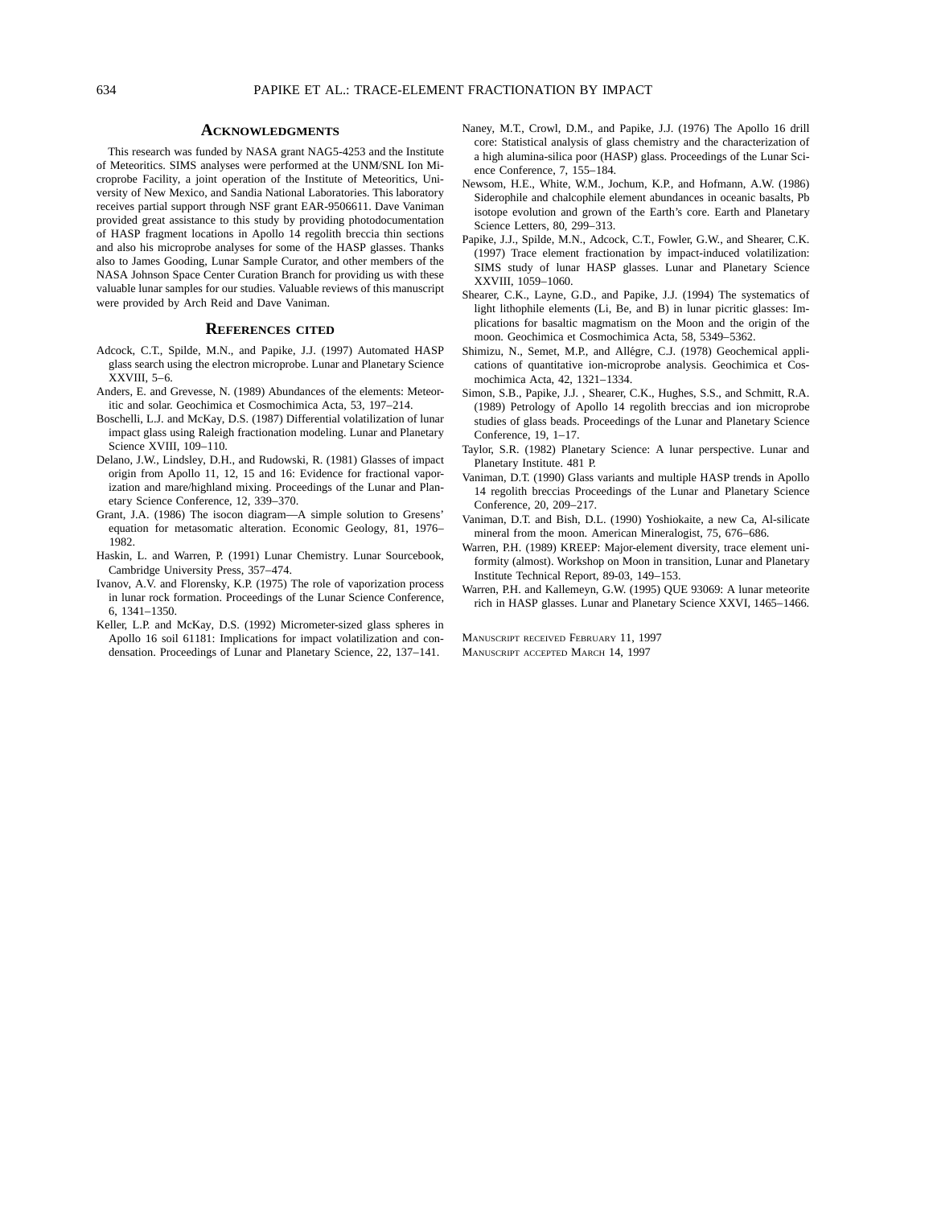## Acknowledgments

This research was funded by NASA grant NAG5-4253 and the Institute of Meteoritics. SIMS analyses were performed at the UNM/SNL Ion Microprobe Facility, a joint operation of the Institute of Meteoritics, University of New Mexico, and Sandia National Laboratories. This laboratory receives partial support through NSF grant EAR-9506611. Dave Vaniman provided great assistance to this study by providing photodocumentation of HASP fragment locations in Apollo 14 regolith breccia thin sections and also his microprobe analyses for some of the HASP glasses. Thanks also to James Gooding, Lunar Sample Curator, and other members of the NASA Johnson Space Center Curation Branch for providing us with these valuable lunar samples for our studies. Valuable reviews of this manuscript were provided by Arch Reid and Dave Vaniman.

## References cited

Adcock, C.T., Spilde, M.N., and Papike, J.J. (1997) Automated HASP glass search using the electron microprobe. Lunar and Planetary Science XXVIII, 5–6.

Anders, E. and Grevesse, N. (1989) Abundances of the elements: Meteoritic and solar. Geochimica et Cosmochimica Acta, 53, 197–214.

Boschelli, L.J. and McKay, D.S. (1987) Differential volatilization of lunar impact glass using Raleigh fractionation modeling. Lunar and Planetary Science XVIII, 109–110.

Delano, J.W., Lindsley, D.H., and Rudowski, R. (1981) Glasses of impact origin from Apollo 11, 12, 15 and 16: Evidence for fractional vaporization and mare/highland mixing. Proceedings of the Lunar and Planetary Science Conference, 12, 339–370.

Grant, J.A. (1986) The isocon diagram—A simple solution to Gresens' equation for metasomatic alteration. Economic Geology, 81, 1976–1982.

Haskin, L. and Warren, P. (1991) Lunar Chemistry. Lunar Sourcebook, Cambridge University Press, 357–474.

Ivanov, A.V. and Florensky, K.P. (1975) The role of vaporization process in lunar rock formation. Proceedings of the Lunar Science Conference, 6, 1341–1350.

Keller, L.P. and McKay, D.S. (1992) Micrometer-sized glass spheres in Apollo 16 soil 61181: Implications for impact volatilization and condensation. Proceedings of Lunar and Planetary Science, 22, 137–141.

Naney, M.T., Crowl, D.M., and Papike, J.J. (1976) The Apollo 16 drill core: Statistical analysis of glass chemistry and the characterization of a high alumina-silica poor (HASP) glass. Proceedings of the Lunar Science Conference, 7, 155–184.

Newsom, H.E., White, W.M., Jochum, K.P., and Hofmann, A.W. (1986) Siderophile and chalcophile element abundances in oceanic basalts, Pb isotope evolution and grown of the Earth's core. Earth and Planetary Science Letters, 80, 299–313.

Papike, J.J., Spilde, M.N., Adcock, C.T., Fowler, G.W., and Shearer, C.K. (1997) Trace element fractionation by impact-induced volatilization: SIMS study of lunar HASP glasses. Lunar and Planetary Science XXVIII, 1059–1060.

Shearer, C.K., Layne, G.D., and Papike, J.J. (1994) The systematics of light lithophile elements (Li, Be, and B) in lunar picritic glasses: Implications for basaltic magmatism on the Moon and the origin of the moon. Geochimica et Cosmochimica Acta, 58, 5349–5362.

Shimizu, N., Semet, M.P., and Allégre, C.J. (1978) Geochemical applications of quantitative ion-microprobe analysis. Geochimica et Cosmochimica Acta, 42, 1321–1334.

Simon, S.B., Papike, J.J. , Shearer, C.K., Hughes, S.S., and Schmitt, R.A. (1989) Petrology of Apollo 14 regolith breccias and ion microprobe studies of glass beads. Proceedings of the Lunar and Planetary Science Conference, 19, 1–17.

Taylor, S.R. (1982) Planetary Science: A lunar perspective. Lunar and Planetary Institute. 481 P.

Vaniman, D.T. (1990) Glass variants and multiple HASP trends in Apollo 14 regolith breccias Proceedings of the Lunar and Planetary Science Conference, 20, 209–217.

Vaniman, D.T. and Bish, D.L. (1990) Yoshiokaite, a new Ca, Al-silicate mineral from the moon. American Mineralogist, 75, 676–686.

Warren, P.H. (1989) KREEP: Major-element diversity, trace element uniformity (almost). Workshop on Moon in transition, Lunar and Planetary Institute Technical Report, 89-03, 149–153.

Warren, P.H. and Kallemeyn, G.W. (1995) QUE 93069: A lunar meteorite rich in HASP glasses. Lunar and Planetary Science XXVI, 1465–1466.

Manuscript received February 11, 1997
Manuscript accepted March 14, 1997